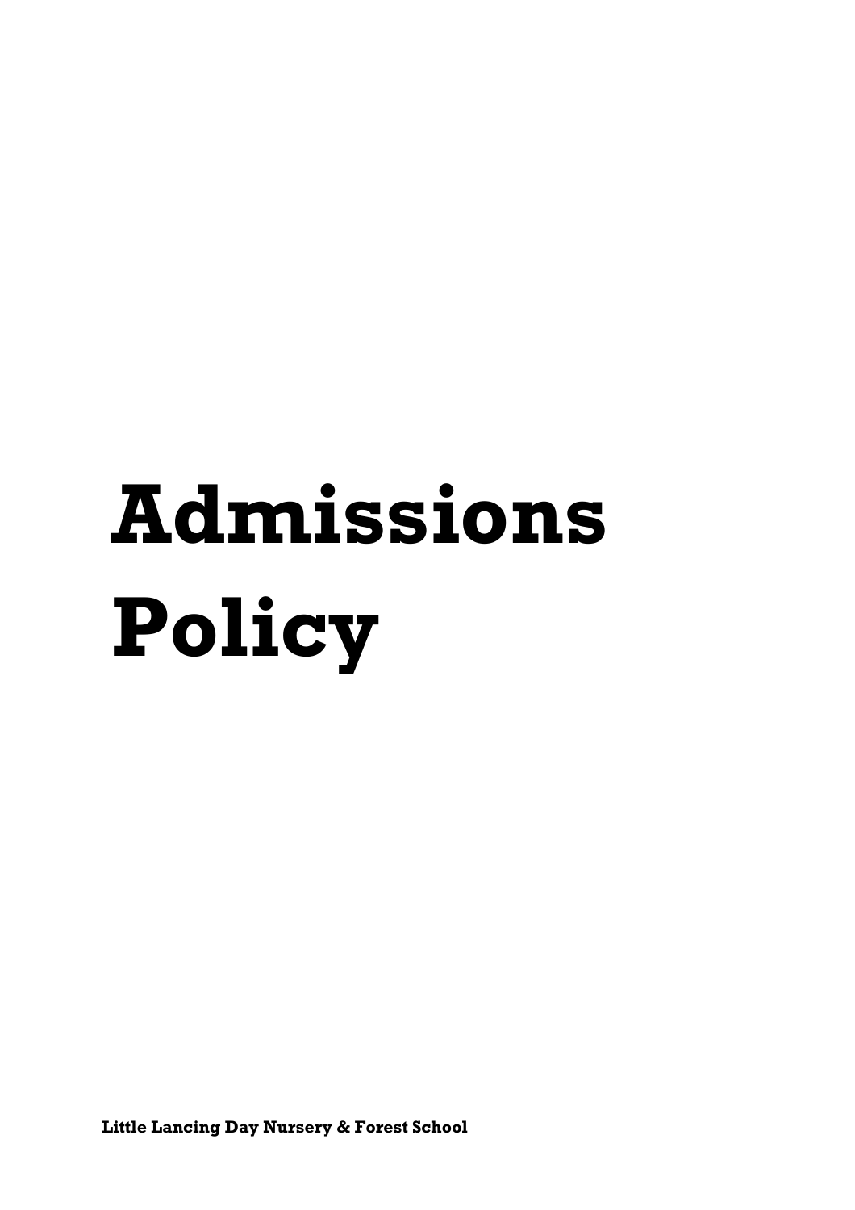# Admissions Policy

**Little Lancing Day Nursery & Forest School**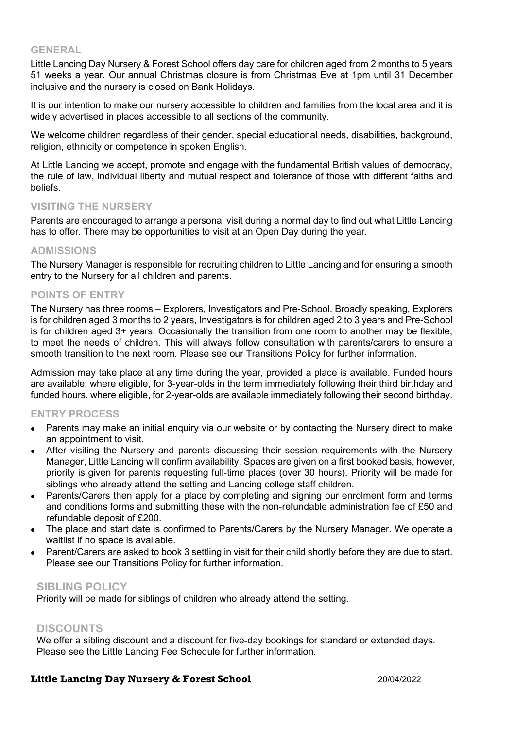## GENERAL

Little Lancing Day Nursery & Forest School offers day care for children aged from 2 months to 5 years 51 weeks a year. Our annual Christmas closure is from Christmas Eve at 1pm until 31 December inclusive and the nursery is closed on Bank Holidays.

It is our intention to make our nursery accessible to children and families from the local area and it is widely advertised in places accessible to all sections of the community.

We welcome children regardless of their gender, special educational needs, disabilities, background, religion, ethnicity or competence in spoken English.

At Little Lancing we accept, promote and engage with the fundamental British values of democracy, the rule of law, individual liberty and mutual respect and tolerance of those with different faiths and beliefs.

## VISITING THE NURSERY

Parents are encouraged to arrange a personal visit during a normal day to find out what Little Lancing has to offer. There may be opportunities to visit at an Open Day during the year.

## ADMISSIONS

The Nursery Manager is responsible for recruiting children to Little Lancing and for ensuring a smooth entry to the Nursery for all children and parents.

## POINTS OF ENTRY

The Nursery has three rooms – Explorers, Investigators and Pre-School. Broadly speaking, Explorers is for children aged 3 months to 2 years, Investigators is for children aged 2 to 3 years and Pre-School is for children aged 3+ years. Occasionally the transition from one room to another may be flexible, to meet the needs of children. This will always follow consultation with parents/carers to ensure a smooth transition to the next room. Please see our Transitions Policy for further information.

Admission may take place at any time during the year, provided a place is available. Funded hours are available, where eligible, for 3-year-olds in the term immediately following their third birthday and funded hours, where eligible, for 2-year-olds are available immediately following their second birthday.

## ENTRY PROCESS

- Parents may make an initial enquiry via our website or by contacting the Nursery direct to make an appointment to visit.
- After visiting the Nursery and parents discussing their session requirements with the Nursery Manager, Little Lancing will confirm availability. Spaces are given on a first booked basis, however, priority is given for parents requesting full-time places (over 30 hours). Priority will be made for siblings who already attend the setting and Lancing college staff children.
- Parents/Carers then apply for a place by completing and signing our enrolment form and terms and conditions forms and submitting these with the non-refundable administration fee of £50 and refundable deposit of £200.
- The place and start date is confirmed to Parents/Carers by the Nursery Manager. We operate a waitlist if no space is available.
- Parent/Carers are asked to book 3 settling in visit for their child shortly before they are due to start. Please see our Transitions Policy for further information.

## SIBLING POLICY

Priority will be made for siblings of children who already attend the setting.

## DISCOUNTS

We offer a sibling discount and a discount for five-day bookings for standard or extended days. Please see the Little Lancing Fee Schedule for further information.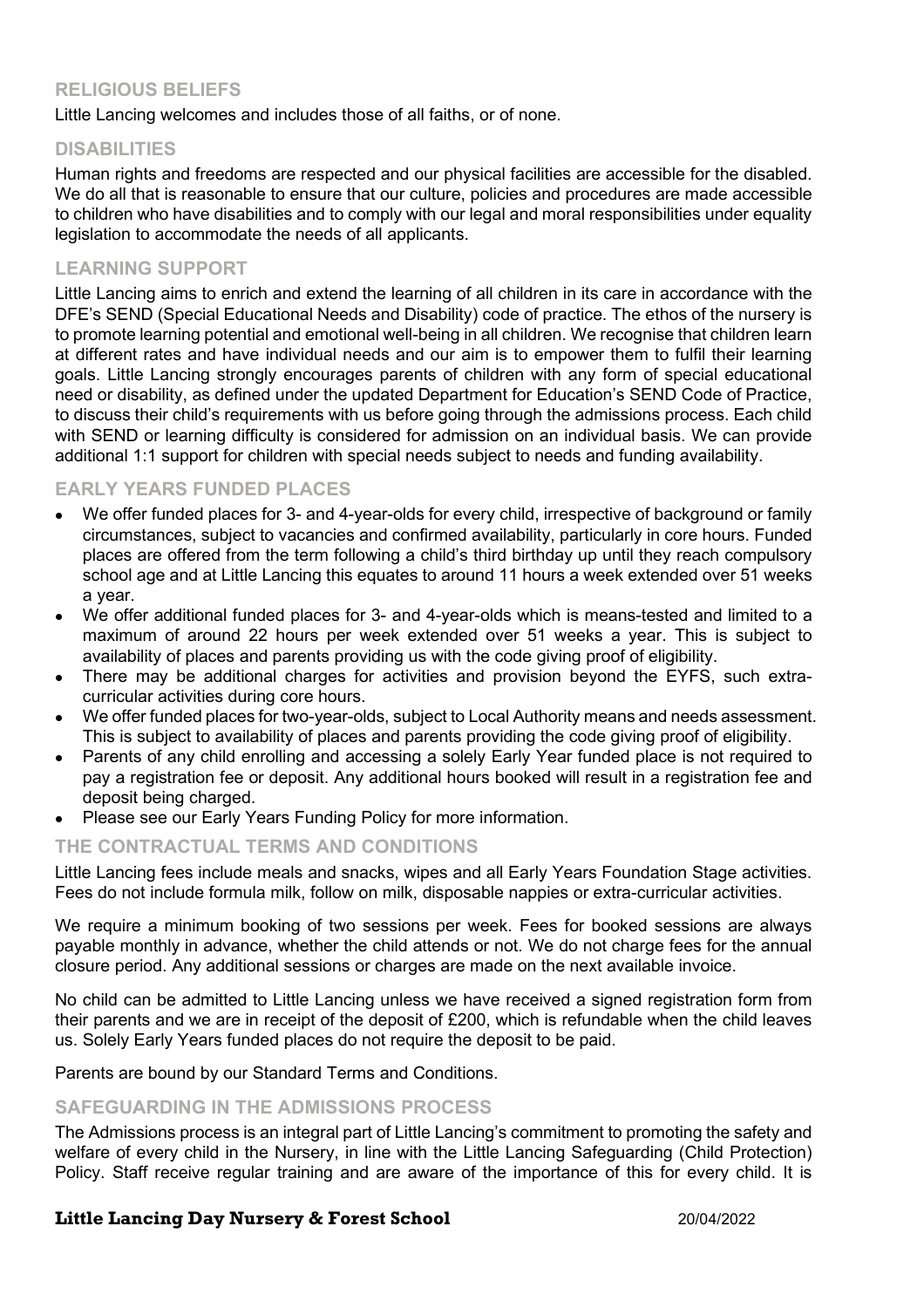## RELIGIOUS BELIEFS

Little Lancing welcomes and includes those of all faiths, or of none.

## DISABILITIES

Human rights and freedoms are respected and our physical facilities are accessible for the disabled. We do all that is reasonable to ensure that our culture, policies and procedures are made accessible to children who have disabilities and to comply with our legal and moral responsibilities under equality legislation to accommodate the needs of all applicants.

## LEARNING SUPPORT

Little Lancing aims to enrich and extend the learning of all children in its care in accordance with the DFE's SEND (Special Educational Needs and Disability) code of practice. The ethos of the nursery is to promote learning potential and emotional well-being in all children. We recognise that children learn at different rates and have individual needs and our aim is to empower them to fulfil their learning goals. Little Lancing strongly encourages parents of children with any form of special educational need or disability, as defined under the updated Department for Education's SEND Code of Practice, to discuss their child's requirements with us before going through the admissions process. Each child with SEND or learning difficulty is considered for admission on an individual basis. We can provide additional 1:1 support for children with special needs subject to needs and funding availability.

## EARLY YEARS FUNDED PLACES

- We offer funded places for 3- and 4-year-olds for every child, irrespective of background or family circumstances, subject to vacancies and confirmed availability, particularly in core hours. Funded places are offered from the term following a child's third birthday up until they reach compulsory school age and at Little Lancing this equates to around 11 hours a week extended over 51 weeks a year.
- We offer additional funded places for 3- and 4-year-olds which is means-tested and limited to a maximum of around 22 hours per week extended over 51 weeks a year. This is subject to availability of places and parents providing us with the code giving proof of eligibility.
- There may be additional charges for activities and provision beyond the EYFS, such extra-curricular activities during core hours.
- We offer funded places for two-year-olds, subject to Local Authority means and needs assessment. This is subject to availability of places and parents providing the code giving proof of eligibility.
- Parents of any child enrolling and accessing a solely Early Year funded place is not required to pay a registration fee or deposit. Any additional hours booked will result in a registration fee and deposit being charged.
- Please see our Early Years Funding Policy for more information.

## THE CONTRACTUAL TERMS AND CONDITIONS

Little Lancing fees include meals and snacks, wipes and all Early Years Foundation Stage activities. Fees do not include formula milk, follow on milk, disposable nappies or extra-curricular activities.

We require a minimum booking of two sessions per week. Fees for booked sessions are always payable monthly in advance, whether the child attends or not. We do not charge fees for the annual closure period. Any additional sessions or charges are made on the next available invoice.

No child can be admitted to Little Lancing unless we have received a signed registration form from their parents and we are in receipt of the deposit of £200, which is refundable when the child leaves us. Solely Early Years funded places do not require the deposit to be paid.

Parents are bound by our Standard Terms and Conditions.

## SAFEGUARDING IN THE ADMISSIONS PROCESS

The Admissions process is an integral part of Little Lancing's commitment to promoting the safety and welfare of every child in the Nursery, in line with the Little Lancing Safeguarding (Child Protection) Policy. Staff receive regular training and are aware of the importance of this for every child. It is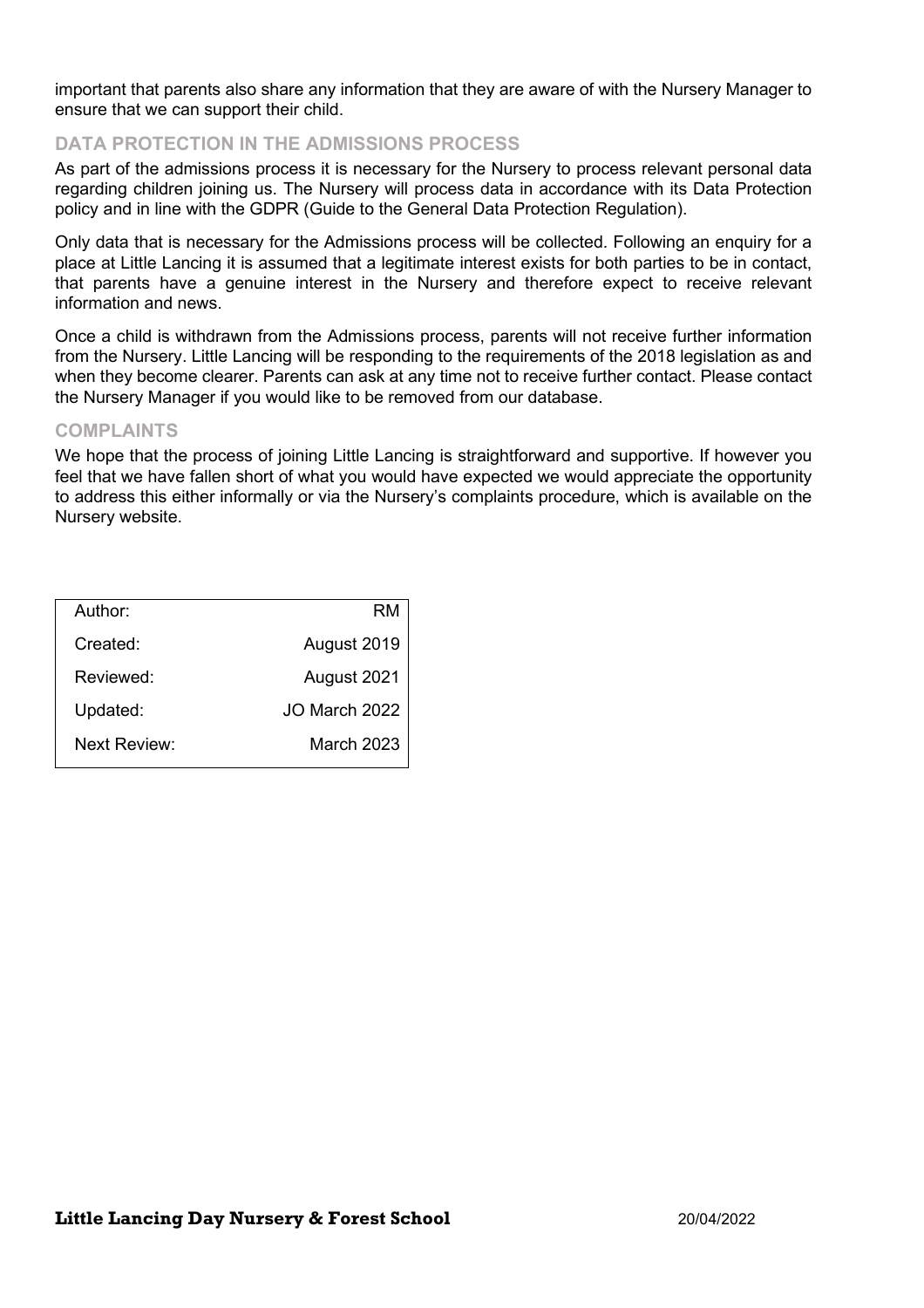important that parents also share any information that they are aware of with the Nursery Manager to ensure that we can support their child.

## DATA PROTECTION IN THE ADMISSIONS PROCESS

As part of the admissions process it is necessary for the Nursery to process relevant personal data regarding children joining us. The Nursery will process data in accordance with its Data Protection policy and in line with the GDPR (Guide to the General Data Protection Regulation).

Only data that is necessary for the Admissions process will be collected. Following an enquiry for a place at Little Lancing it is assumed that a legitimate interest exists for both parties to be in contact, that parents have a genuine interest in the Nursery and therefore expect to receive relevant information and news.

Once a child is withdrawn from the Admissions process, parents will not receive further information from the Nursery. Little Lancing will be responding to the requirements of the 2018 legislation as and when they become clearer. Parents can ask at any time not to receive further contact. Please contact the Nursery Manager if you would like to be removed from our database.

## COMPLAINTS

We hope that the process of joining Little Lancing is straightforward and supportive. If however you feel that we have fallen short of what you would have expected we would appreciate the opportunity to address this either informally or via the Nursery's complaints procedure, which is available on the Nursery website.

| | |
|---|---|
| Author: | RM |
| Created: | August 2019 |
| Reviewed: | August 2021 |
| Updated: | JO March 2022 |
| Next Review: | March 2023 |